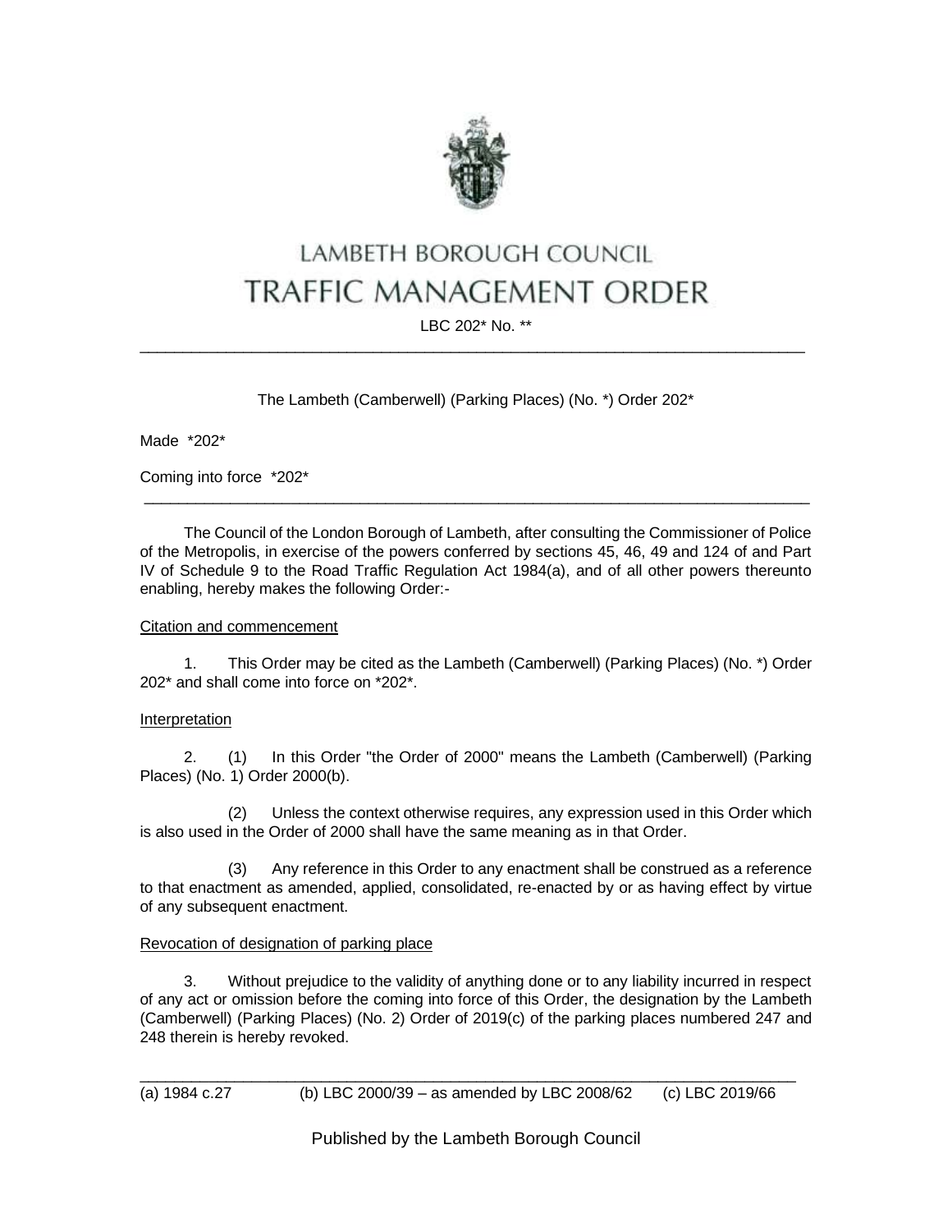# LAMBETH BOROUGH COUNCIL

# TRAFFIC MANAGEMENT ORDER

LBC 202* No. **

---

The Lambeth (Camberwell) (Parking Places) (No. *) Order 202*

Made *202*

Coming into force *202*

---

The Council of the London Borough of Lambeth, after consulting the Commissioner of Police of the Metropolis, in exercise of the powers conferred by sections 45, 46, 49 and 124 of and Part IV of Schedule 9 to the Road Traffic Regulation Act 1984(a), and of all other powers thereunto enabling, hereby makes the following Order:-

<u>Citation and commencement</u>

1. This Order may be cited as the Lambeth (Camberwell) (Parking Places) (No. *) Order 202* and shall come into force on *202*.

<u>Interpretation</u>

2. (1) In this Order "the Order of 2000" means the Lambeth (Camberwell) (Parking Places) (No. 1) Order 2000(b).

(2) Unless the context otherwise requires, any expression used in this Order which is also used in the Order of 2000 shall have the same meaning as in that Order.

(3) Any reference in this Order to any enactment shall be construed as a reference to that enactment as amended, applied, consolidated, re-enacted by or as having effect by virtue of any subsequent enactment.

<u>Revocation of designation of parking place</u>

3. Without prejudice to the validity of anything done or to any liability incurred in respect of any act or omission before the coming into force of this Order, the designation by the Lambeth (Camberwell) (Parking Places) (No. 2) Order of 2019(c) of the parking places numbered 247 and 248 therein is hereby revoked.

---

(a) 1984 c.27 (b) LBC 2000/39 – as amended by LBC 2008/62 (c) LBC 2019/66

Published by the Lambeth Borough Council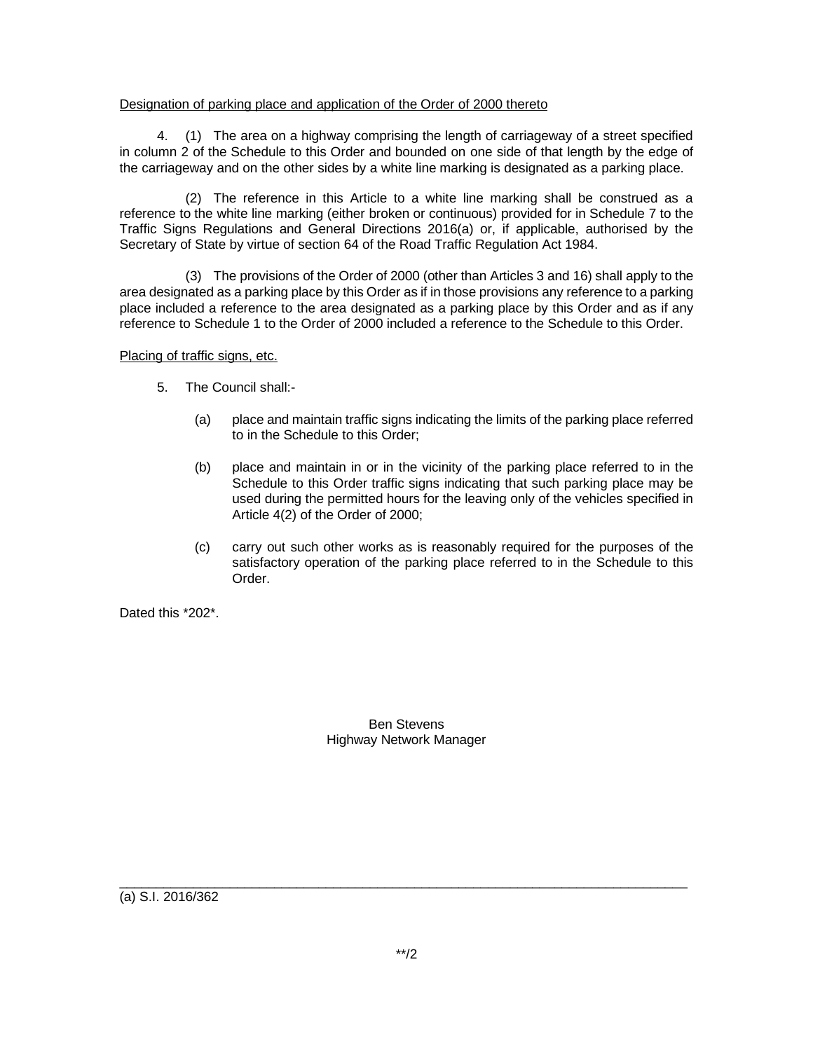Designation of parking place and application of the Order of 2000 thereto

4. (1) The area on a highway comprising the length of carriageway of a street specified in column 2 of the Schedule to this Order and bounded on one side of that length by the edge of the carriageway and on the other sides by a white line marking is designated as a parking place.

(2) The reference in this Article to a white line marking shall be construed as a reference to the white line marking (either broken or continuous) provided for in Schedule 7 to the Traffic Signs Regulations and General Directions 2016(a) or, if applicable, authorised by the Secretary of State by virtue of section 64 of the Road Traffic Regulation Act 1984.

(3) The provisions of the Order of 2000 (other than Articles 3 and 16) shall apply to the area designated as a parking place by this Order as if in those provisions any reference to a parking place included a reference to the area designated as a parking place by this Order and as if any reference to Schedule 1 to the Order of 2000 included a reference to the Schedule to this Order.

Placing of traffic signs, etc.

5. The Council shall:-

(a) place and maintain traffic signs indicating the limits of the parking place referred to in the Schedule to this Order;

(b) place and maintain in or in the vicinity of the parking place referred to in the Schedule to this Order traffic signs indicating that such parking place may be used during the permitted hours for the leaving only of the vehicles specified in Article 4(2) of the Order of 2000;

(c) carry out such other works as is reasonably required for the purposes of the satisfactory operation of the parking place referred to in the Schedule to this Order.

Dated this *202*.

Ben Stevens
Highway Network Manager

(a) S.I. 2016/362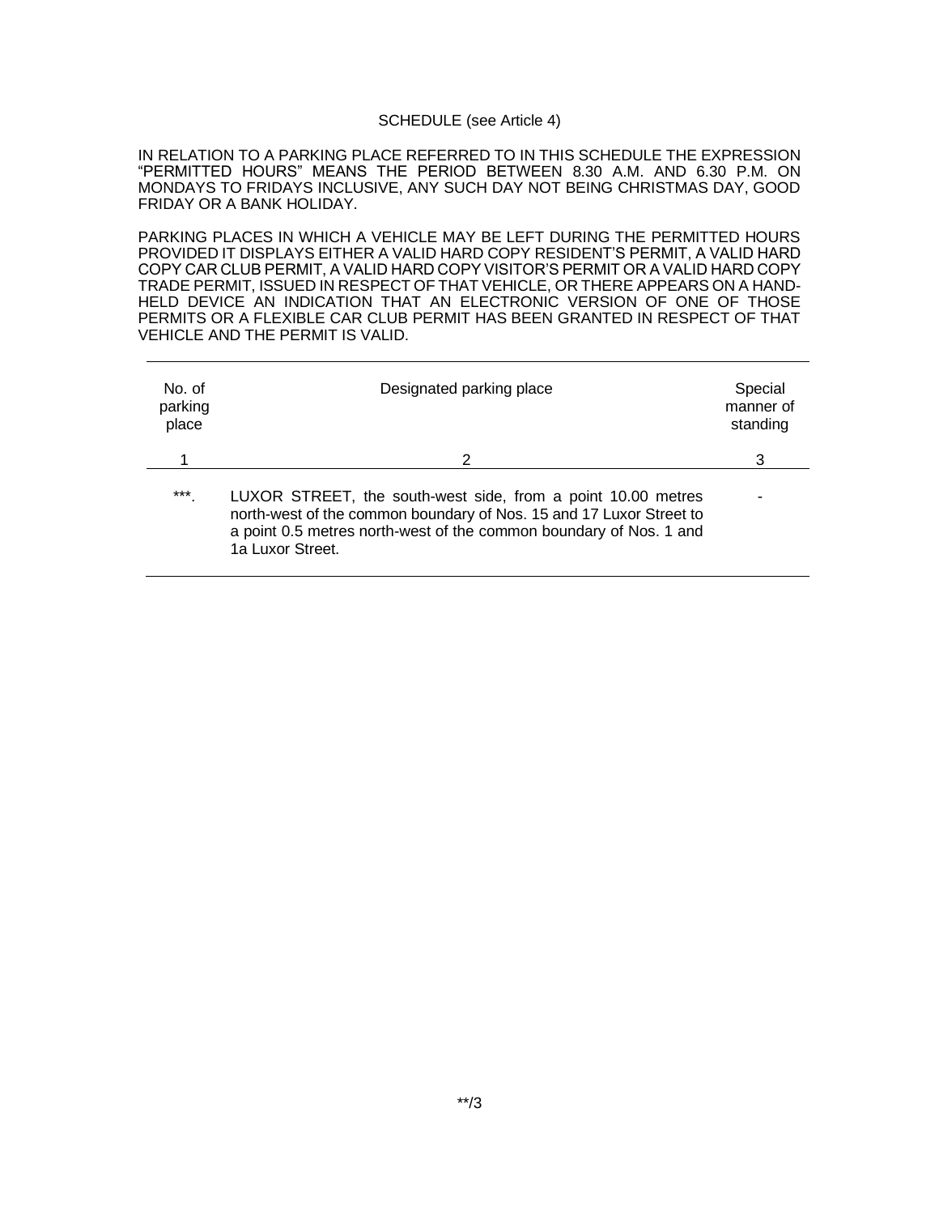SCHEDULE (see Article 4)

IN RELATION TO A PARKING PLACE REFERRED TO IN THIS SCHEDULE THE EXPRESSION "PERMITTED HOURS" MEANS THE PERIOD BETWEEN 8.30 A.M. AND 6.30 P.M. ON MONDAYS TO FRIDAYS INCLUSIVE, ANY SUCH DAY NOT BEING CHRISTMAS DAY, GOOD FRIDAY OR A BANK HOLIDAY.

PARKING PLACES IN WHICH A VEHICLE MAY BE LEFT DURING THE PERMITTED HOURS PROVIDED IT DISPLAYS EITHER A VALID HARD COPY RESIDENT'S PERMIT, A VALID HARD COPY CAR CLUB PERMIT, A VALID HARD COPY VISITOR'S PERMIT OR A VALID HARD COPY TRADE PERMIT, ISSUED IN RESPECT OF THAT VEHICLE, OR THERE APPEARS ON A HAND-HELD DEVICE AN INDICATION THAT AN ELECTRONIC VERSION OF ONE OF THOSE PERMITS OR A FLEXIBLE CAR CLUB PERMIT HAS BEEN GRANTED IN RESPECT OF THAT VEHICLE AND THE PERMIT IS VALID.

| No. of parking place | Designated parking place | Special manner of standing |
|---|---|---|
| 1 | 2 | 3 |
| ***. | LUXOR STREET, the south-west side, from a point 10.00 metres north-west of the common boundary of Nos. 15 and 17 Luxor Street to a point 0.5 metres north-west of the common boundary of Nos. 1 and 1a Luxor Street. | - |